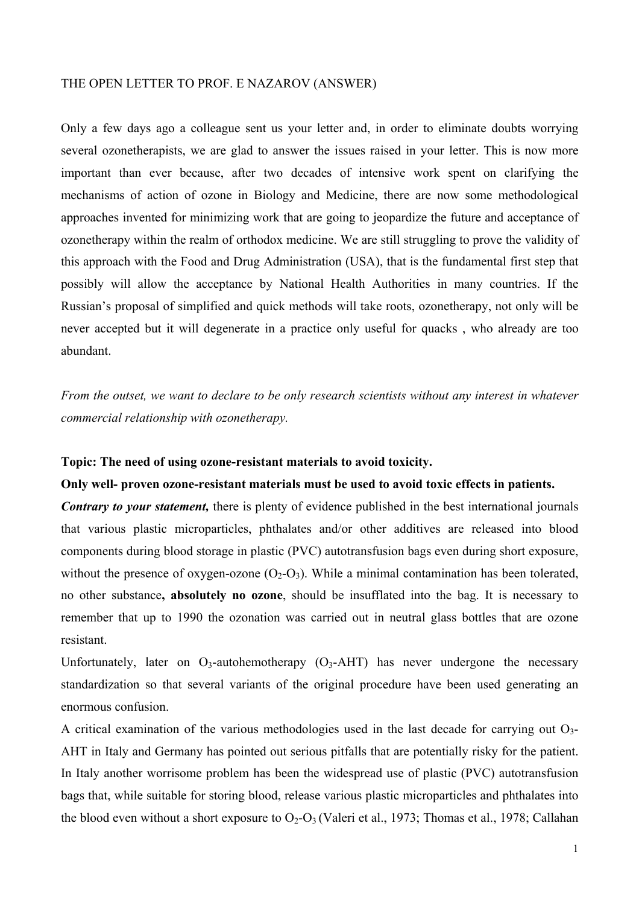THE OPEN LETTER TO PROF. E NAZAROV (ANSWER)

Only a few days ago a colleague sent us your letter and, in order to eliminate doubts worrying several ozonetherapists, we are glad to answer the issues raised in your letter. This is now more important than ever because, after two decades of intensive work spent on clarifying the mechanisms of action of ozone in Biology and Medicine, there are now some methodological approaches invented for minimizing work that are going to jeopardize the future and acceptance of ozonetherapy within the realm of orthodox medicine. We are still struggling to prove the validity of this approach with the Food and Drug Administration (USA), that is the fundamental first step that possibly will allow the acceptance by National Health Authorities in many countries. If the Russian's proposal of simplified and quick methods will take roots, ozonetherapy, not only will be never accepted but it will degenerate in a practice only useful for quacks , who already are too abundant.

*From the outset, we want to declare to be only research scientists without any interest in whatever commercial relationship with ozonetherapy.*

**Topic: The need of using ozone-resistant materials to avoid toxicity.**

**Only well- proven ozone-resistant materials must be used to avoid toxic effects in patients.**

***Contrary to your statement,*** there is plenty of evidence published in the best international journals that various plastic microparticles, phthalates and/or other additives are released into blood components during blood storage in plastic (PVC) autotransfusion bags even during short exposure, without the presence of oxygen-ozone ($O_2$-$O_3$). While a minimal contamination has been tolerated, no other substance**, absolutely no ozone**, should be insufflated into the bag. It is necessary to remember that up to 1990 the ozonation was carried out in neutral glass bottles that are ozone resistant.

Unfortunately, later on $O_3$-autohemotherapy ($O_3$-AHT) has never undergone the necessary standardization so that several variants of the original procedure have been used generating an enormous confusion.

A critical examination of the various methodologies used in the last decade for carrying out $O_3$-AHT in Italy and Germany has pointed out serious pitfalls that are potentially risky for the patient. In Italy another worrisome problem has been the widespread use of plastic (PVC) autotransfusion bags that, while suitable for storing blood, release various plastic microparticles and phthalates into the blood even without a short exposure to $O_2$-$O_3$ (Valeri et al., 1973; Thomas et al., 1978; Callahan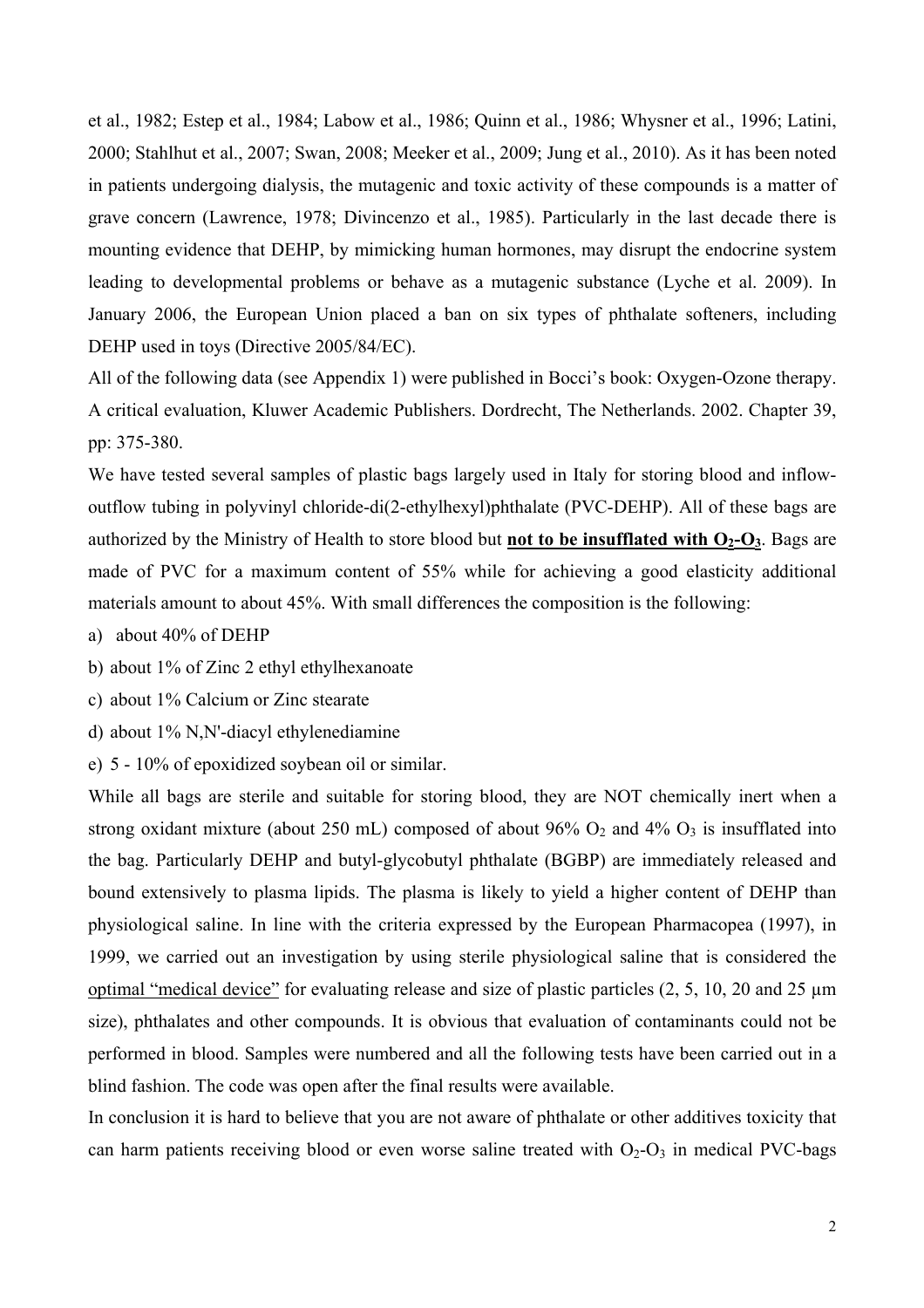et al., 1982; Estep et al., 1984; Labow et al., 1986; Quinn et al., 1986; Whysner et al., 1996; Latini, 2000; Stahlhut et al., 2007; Swan, 2008; Meeker et al., 2009; Jung et al., 2010). As it has been noted in patients undergoing dialysis, the mutagenic and toxic activity of these compounds is a matter of grave concern (Lawrence, 1978; Divincenzo et al., 1985). Particularly in the last decade there is mounting evidence that DEHP, by mimicking human hormones, may disrupt the endocrine system leading to developmental problems or behave as a mutagenic substance (Lyche et al. 2009). In January 2006, the European Union placed a ban on six types of phthalate softeners, including DEHP used in toys (Directive 2005/84/EC).

All of the following data (see Appendix 1) were published in Bocci's book: Oxygen-Ozone therapy. A critical evaluation, Kluwer Academic Publishers. Dordrecht, The Netherlands. 2002. Chapter 39, pp: 375-380.

We have tested several samples of plastic bags largely used in Italy for storing blood and inflow-outflow tubing in polyvinyl chloride-di(2-ethylhexyl)phthalate (PVC-DEHP). All of these bags are authorized by the Ministry of Health to store blood but **not to be insufflated with $O_2$-$O_3$**. Bags are made of PVC for a maximum content of 55% while for achieving a good elasticity additional materials amount to about 45%. With small differences the composition is the following:

a) about 40% of DEHP
b) about 1% of Zinc 2 ethyl ethylhexanoate
c) about 1% Calcium or Zinc stearate
d) about 1% N,N'-diacyl ethylenediamine
e) 5 - 10% of epoxidized soybean oil or similar.

While all bags are sterile and suitable for storing blood, they are NOT chemically inert when a strong oxidant mixture (about 250 mL) composed of about 96% $O_2$ and 4% $O_3$ is insufflated into the bag. Particularly DEHP and butyl-glycobutyl phthalate (BGBP) are immediately released and bound extensively to plasma lipids. The plasma is likely to yield a higher content of DEHP than physiological saline. In line with the criteria expressed by the European Pharmacopea (1997), in 1999, we carried out an investigation by using sterile physiological saline that is considered the optimal "medical device" for evaluating release and size of plastic particles (2, 5, 10, 20 and 25 μm size), phthalates and other compounds. It is obvious that evaluation of contaminants could not be performed in blood. Samples were numbered and all the following tests have been carried out in a blind fashion. The code was open after the final results were available.

In conclusion it is hard to believe that you are not aware of phthalate or other additives toxicity that can harm patients receiving blood or even worse saline treated with $O_2$-$O_3$ in medical PVC-bags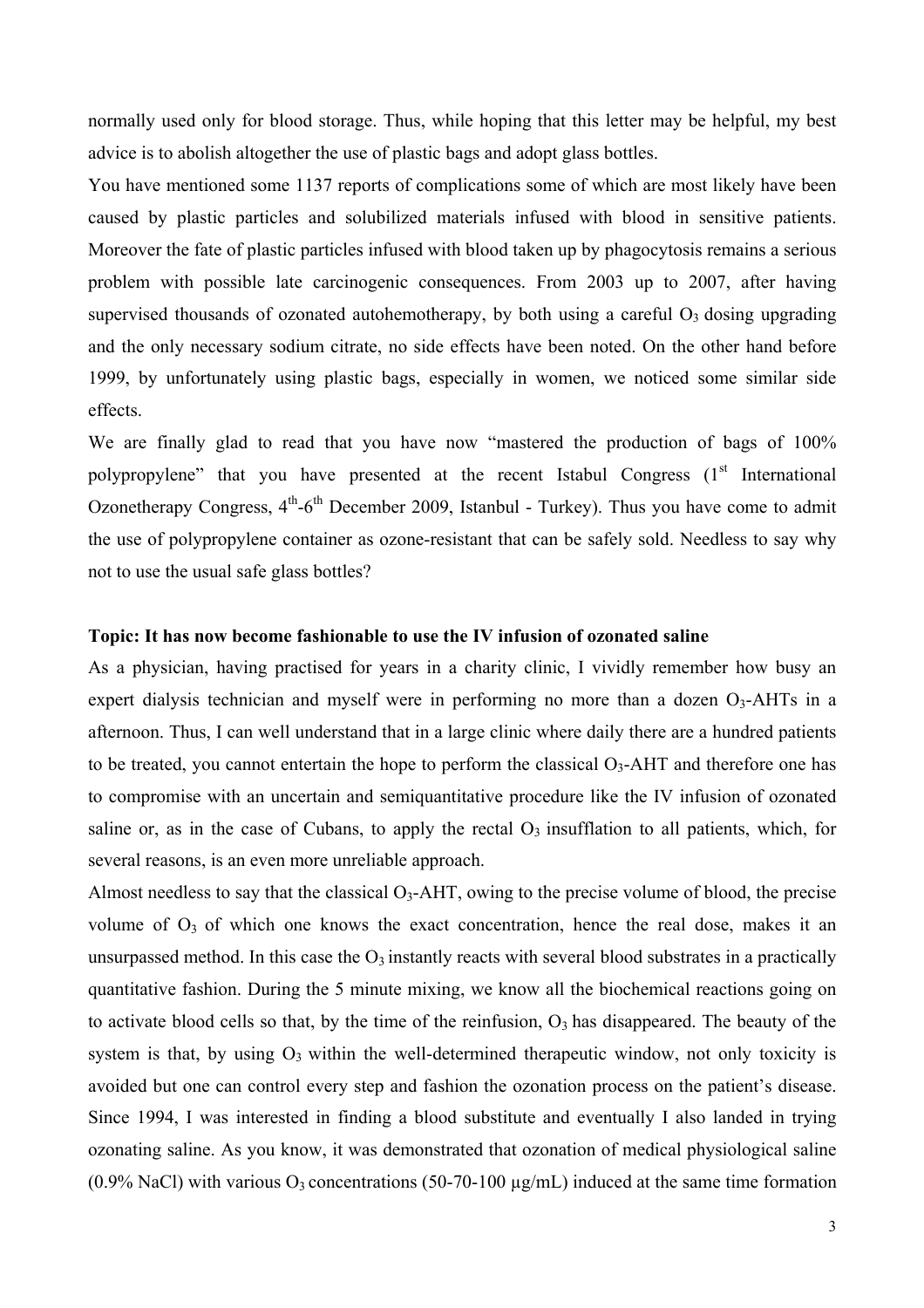normally used only for blood storage. Thus, while hoping that this letter may be helpful, my best advice is to abolish altogether the use of plastic bags and adopt glass bottles.

You have mentioned some 1137 reports of complications some of which are most likely have been caused by plastic particles and solubilized materials infused with blood in sensitive patients. Moreover the fate of plastic particles infused with blood taken up by phagocytosis remains a serious problem with possible late carcinogenic consequences. From 2003 up to 2007, after having supervised thousands of ozonated autohemotherapy, by both using a careful $O_3$ dosing upgrading and the only necessary sodium citrate, no side effects have been noted. On the other hand before 1999, by unfortunately using plastic bags, especially in women, we noticed some similar side effects.

We are finally glad to read that you have now "mastered the production of bags of 100% polypropylene" that you have presented at the recent Istabul Congress (1st International Ozonetherapy Congress, 4th-6th December 2009, Istanbul - Turkey). Thus you have come to admit the use of polypropylene container as ozone-resistant that can be safely sold. Needless to say why not to use the usual safe glass bottles?

**Topic: It has now become fashionable to use the IV infusion of ozonated saline**

As a physician, having practised for years in a charity clinic, I vividly remember how busy an expert dialysis technician and myself were in performing no more than a dozen $O_3$-AHTs in a afternoon. Thus, I can well understand that in a large clinic where daily there are a hundred patients to be treated, you cannot entertain the hope to perform the classical $O_3$-AHT and therefore one has to compromise with an uncertain and semiquantitative procedure like the IV infusion of ozonated saline or, as in the case of Cubans, to apply the rectal $O_3$ insufflation to all patients, which, for several reasons, is an even more unreliable approach.

Almost needless to say that the classical $O_3$-AHT, owing to the precise volume of blood, the precise volume of $O_3$ of which one knows the exact concentration, hence the real dose, makes it an unsurpassed method. In this case the $O_3$ instantly reacts with several blood substrates in a practically quantitative fashion. During the 5 minute mixing, we know all the biochemical reactions going on to activate blood cells so that, by the time of the reinfusion, $O_3$ has disappeared. The beauty of the system is that, by using $O_3$ within the well-determined therapeutic window, not only toxicity is avoided but one can control every step and fashion the ozonation process on the patient's disease. Since 1994, I was interested in finding a blood substitute and eventually I also landed in trying ozonating saline. As you know, it was demonstrated that ozonation of medical physiological saline (0.9% NaCl) with various $O_3$ concentrations (50-70-100 µg/mL) induced at the same time formation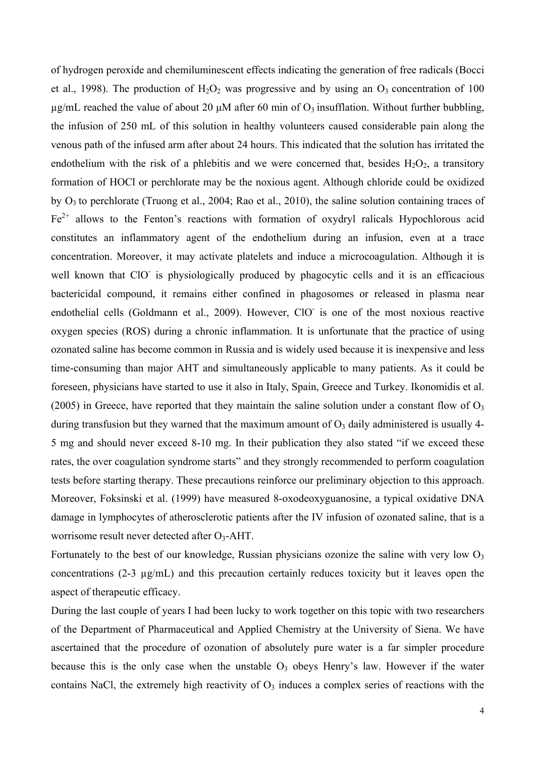of hydrogen peroxide and chemiluminescent effects indicating the generation of free radicals (Bocci et al., 1998). The production of $H_2O_2$ was progressive and by using an $O_3$ concentration of 100 µg/mL reached the value of about 20 µM after 60 min of $O_3$ insufflation. Without further bubbling, the infusion of 250 mL of this solution in healthy volunteers caused considerable pain along the venous path of the infused arm after about 24 hours. This indicated that the solution has irritated the endothelium with the risk of a phlebitis and we were concerned that, besides $H_2O_2$, a transitory formation of HOCl or perchlorate may be the noxious agent. Although chloride could be oxidized by $O_3$ to perchlorate (Truong et al., 2004; Rao et al., 2010), the saline solution containing traces of $Fe^{2+}$ allows to the Fenton's reactions with formation of oxydryl ralicals Hypochlorous acid constitutes an inflammatory agent of the endothelium during an infusion, even at a trace concentration. Moreover, it may activate platelets and induce a microcoagulation. Although it is well known that $ClO^-$ is physiologically produced by phagocytic cells and it is an efficacious bactericidal compound, it remains either confined in phagosomes or released in plasma near endothelial cells (Goldmann et al., 2009). However, $ClO^-$ is one of the most noxious reactive oxygen species (ROS) during a chronic inflammation. It is unfortunate that the practice of using ozonated saline has become common in Russia and is widely used because it is inexpensive and less time-consuming than major AHT and simultaneously applicable to many patients. As it could be foreseen, physicians have started to use it also in Italy, Spain, Greece and Turkey. Ikonomidis et al. (2005) in Greece, have reported that they maintain the saline solution under a constant flow of $O_3$ during transfusion but they warned that the maximum amount of $O_3$ daily administered is usually 4-5 mg and should never exceed 8-10 mg. In their publication they also stated "if we exceed these rates, the over coagulation syndrome starts" and they strongly recommended to perform coagulation tests before starting therapy. These precautions reinforce our preliminary objection to this approach. Moreover, Foksinski et al. (1999) have measured 8-oxodeoxyguanosine, a typical oxidative DNA damage in lymphocytes of atherosclerotic patients after the IV infusion of ozonated saline, that is a worrisome result never detected after $O_3$-AHT.

Fortunately to the best of our knowledge, Russian physicians ozonize the saline with very low $O_3$ concentrations (2-3 µg/mL) and this precaution certainly reduces toxicity but it leaves open the aspect of therapeutic efficacy.

During the last couple of years I had been lucky to work together on this topic with two researchers of the Department of Pharmaceutical and Applied Chemistry at the University of Siena. We have ascertained that the procedure of ozonation of absolutely pure water is a far simpler procedure because this is the only case when the unstable $O_3$ obeys Henry's law. However if the water contains NaCl, the extremely high reactivity of $O_3$ induces a complex series of reactions with the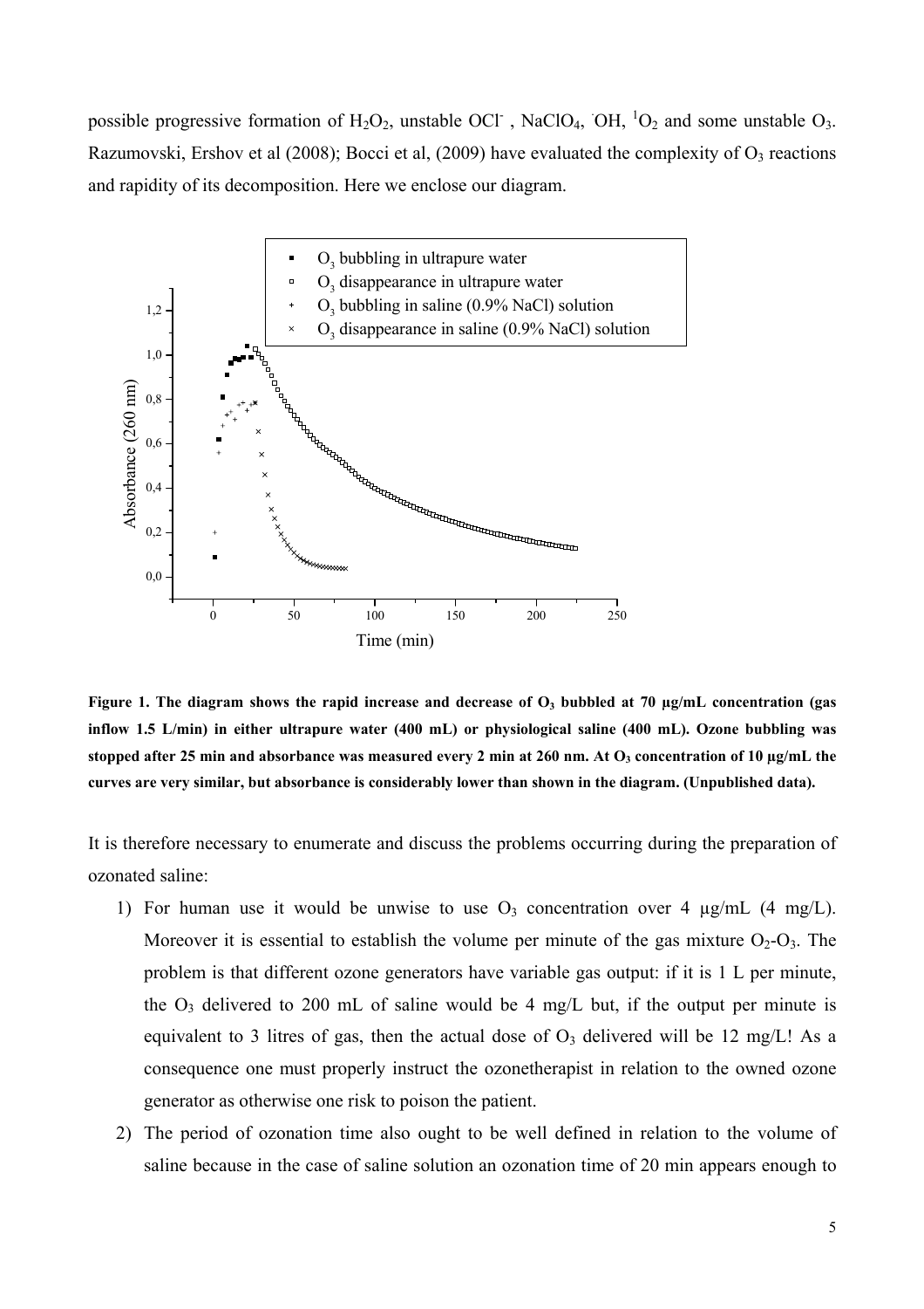possible progressive formation of $H_2O_2$, unstable $OCl^-$, $NaClO_4$, $^{\cdot}OH$, $^1O_2$ and some unstable $O_3$. Razumovski, Ershov et al (2008); Bocci et al, (2009) have evaluated the complexity of $O_3$ reactions and rapidity of its decomposition. Here we enclose our diagram.

**Figure 1. The diagram shows the rapid increase and decrease of $O_3$ bubbled at 70 µg/mL concentration (gas inflow 1.5 L/min) in either ultrapure water (400 mL) or physiological saline (400 mL). Ozone bubbling was stopped after 25 min and absorbance was measured every 2 min at 260 nm. At $O_3$ concentration of 10 µg/mL the curves are very similar, but absorbance is considerably lower than shown in the diagram. (Unpublished data).**

It is therefore necessary to enumerate and discuss the problems occurring during the preparation of ozonated saline:

1) For human use it would be unwise to use $O_3$ concentration over 4 µg/mL (4 mg/L). Moreover it is essential to establish the volume per minute of the gas mixture $O_2$-$O_3$. The problem is that different ozone generators have variable gas output: if it is 1 L per minute, the $O_3$ delivered to 200 mL of saline would be 4 mg/L but, if the output per minute is equivalent to 3 litres of gas, then the actual dose of $O_3$ delivered will be 12 mg/L! As a consequence one must properly instruct the ozonetherapist in relation to the owned ozone generator as otherwise one risk to poison the patient.
2) The period of ozonation time also ought to be well defined in relation to the volume of saline because in the case of saline solution an ozonation time of 20 min appears enough to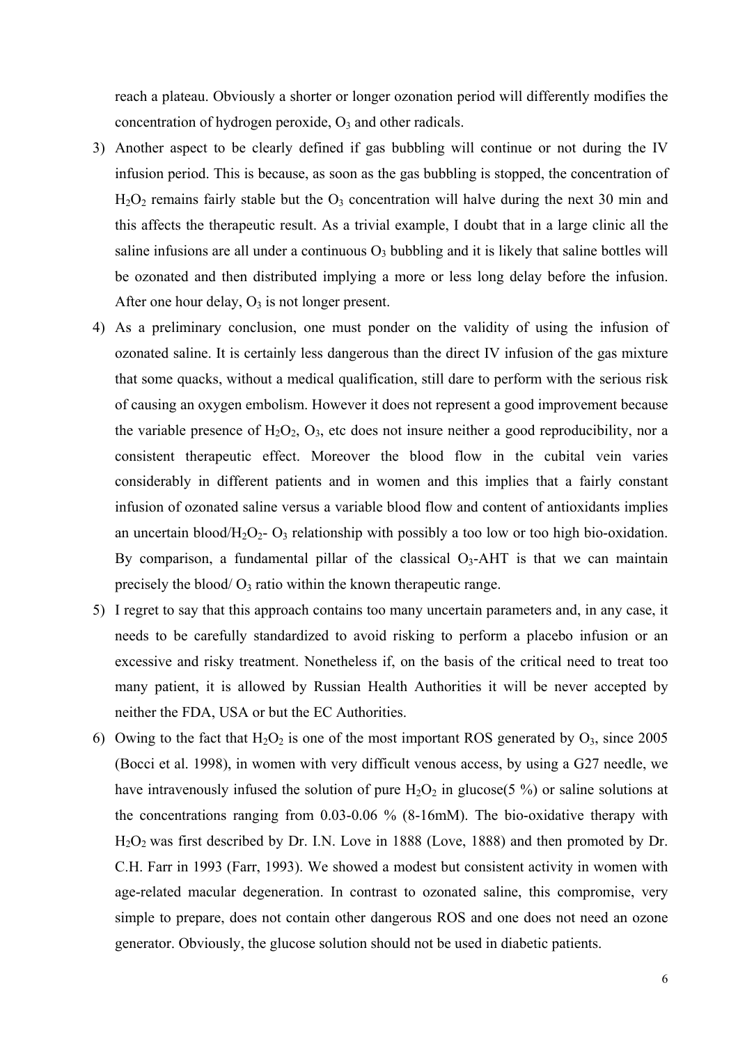reach a plateau. Obviously a shorter or longer ozonation period will differently modifies the concentration of hydrogen peroxide, $O_3$ and other radicals.

3) Another aspect to be clearly defined if gas bubbling will continue or not during the IV infusion period. This is because, as soon as the gas bubbling is stopped, the concentration of $H_2O_2$ remains fairly stable but the $O_3$ concentration will halve during the next 30 min and this affects the therapeutic result. As a trivial example, I doubt that in a large clinic all the saline infusions are all under a continuous $O_3$ bubbling and it is likely that saline bottles will be ozonated and then distributed implying a more or less long delay before the infusion. After one hour delay, $O_3$ is not longer present.
4) As a preliminary conclusion, one must ponder on the validity of using the infusion of ozonated saline. It is certainly less dangerous than the direct IV infusion of the gas mixture that some quacks, without a medical qualification, still dare to perform with the serious risk of causing an oxygen embolism. However it does not represent a good improvement because the variable presence of $H_2O_2$, $O_3$, etc does not insure neither a good reproducibility, nor a consistent therapeutic effect. Moreover the blood flow in the cubital vein varies considerably in different patients and in women and this implies that a fairly constant infusion of ozonated saline versus a variable blood flow and content of antioxidants implies an uncertain blood/$H_2O_2$- $O_3$ relationship with possibly a too low or too high bio-oxidation. By comparison, a fundamental pillar of the classical $O_3$-AHT is that we can maintain precisely the blood/ $O_3$ ratio within the known therapeutic range.
5) I regret to say that this approach contains too many uncertain parameters and, in any case, it needs to be carefully standardized to avoid risking to perform a placebo infusion or an excessive and risky treatment. Nonetheless if, on the basis of the critical need to treat too many patient, it is allowed by Russian Health Authorities it will be never accepted by neither the FDA, USA or but the EC Authorities.
6) Owing to the fact that $H_2O_2$ is one of the most important ROS generated by $O_3$, since 2005 (Bocci et al. 1998), in women with very difficult venous access, by using a G27 needle, we have intravenously infused the solution of pure $H_2O_2$ in glucose(5 %) or saline solutions at the concentrations ranging from 0.03-0.06 % (8-16mM). The bio-oxidative therapy with $H_2O_2$ was first described by Dr. I.N. Love in 1888 (Love, 1888) and then promoted by Dr. C.H. Farr in 1993 (Farr, 1993). We showed a modest but consistent activity in women with age-related macular degeneration. In contrast to ozonated saline, this compromise, very simple to prepare, does not contain other dangerous ROS and one does not need an ozone generator. Obviously, the glucose solution should not be used in diabetic patients.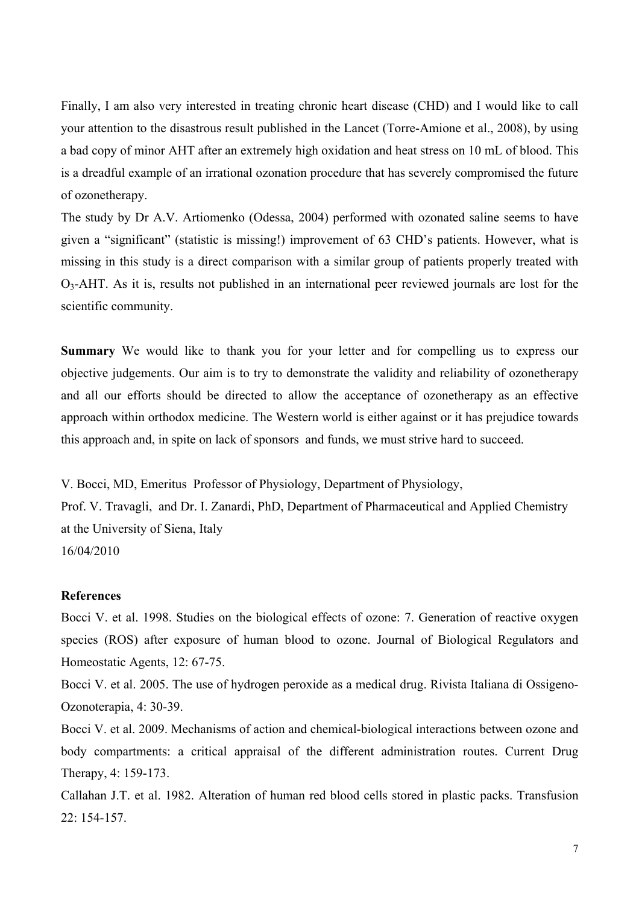Finally, I am also very interested in treating chronic heart disease (CHD) and I would like to call your attention to the disastrous result published in the Lancet (Torre-Amione et al., 2008), by using a bad copy of minor AHT after an extremely high oxidation and heat stress on 10 mL of blood. This is a dreadful example of an irrational ozonation procedure that has severely compromised the future of ozonetherapy.

The study by Dr A.V. Artiomenko (Odessa, 2004) performed with ozonated saline seems to have given a "significant" (statistic is missing!) improvement of 63 CHD's patients. However, what is missing in this study is a direct comparison with a similar group of patients properly treated with $O_3$-AHT. As it is, results not published in an international peer reviewed journals are lost for the scientific community.

**Summary** We would like to thank you for your letter and for compelling us to express our objective judgements. Our aim is to try to demonstrate the validity and reliability of ozonetherapy and all our efforts should be directed to allow the acceptance of ozonetherapy as an effective approach within orthodox medicine. The Western world is either against or it has prejudice towards this approach and, in spite on lack of sponsors and funds, we must strive hard to succeed.

V. Bocci, MD, Emeritus Professor of Physiology, Department of Physiology,
Prof. V. Travagli, and Dr. I. Zanardi, PhD, Department of Pharmaceutical and Applied Chemistry at the University of Siena, Italy
16/04/2010

**References**

Bocci V. et al. 1998. Studies on the biological effects of ozone: 7. Generation of reactive oxygen species (ROS) after exposure of human blood to ozone. Journal of Biological Regulators and Homeostatic Agents, 12: 67-75.

Bocci V. et al. 2005. The use of hydrogen peroxide as a medical drug. Rivista Italiana di Ossigeno-Ozonoterapia, 4: 30-39.

Bocci V. et al. 2009. Mechanisms of action and chemical-biological interactions between ozone and body compartments: a critical appraisal of the different administration routes. Current Drug Therapy, 4: 159-173.

Callahan J.T. et al. 1982. Alteration of human red blood cells stored in plastic packs. Transfusion 22: 154-157.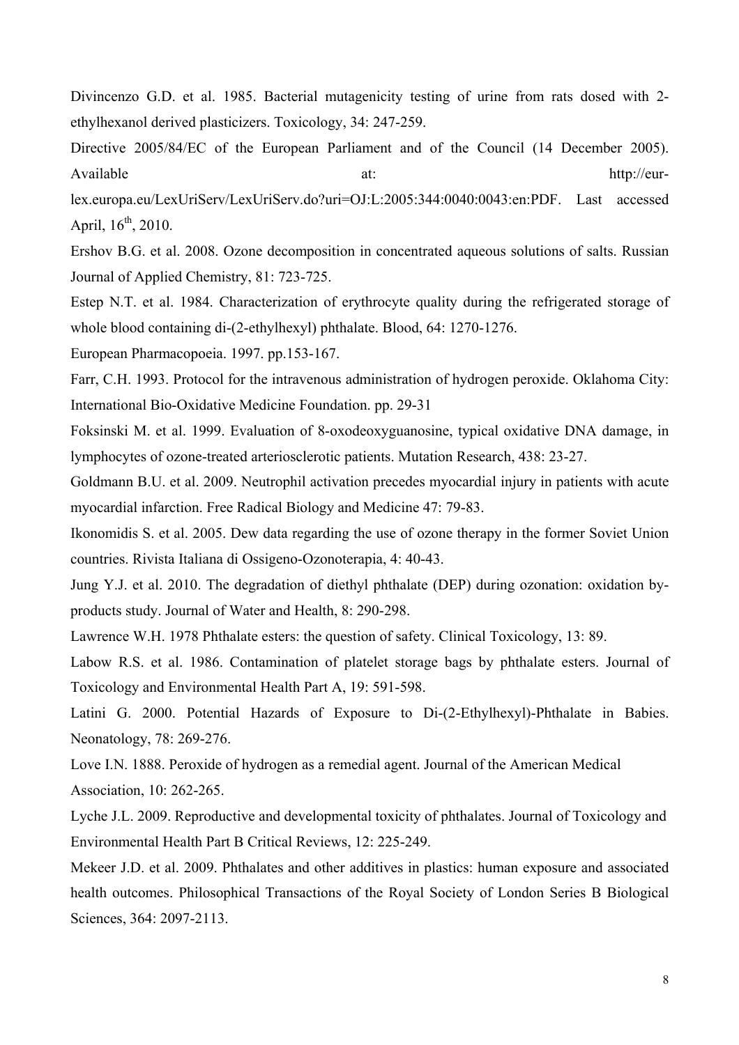Divincenzo G.D. et al. 1985. Bacterial mutagenicity testing of urine from rats dosed with 2-ethylhexanol derived plasticizers. Toxicology, 34: 247-259.

Directive 2005/84/EC of the European Parliament and of the Council (14 December 2005). Available at: http://eur-lex.europa.eu/LexUriServ/LexUriServ.do?uri=OJ:L:2005:344:0040:0043:en:PDF. Last accessed April, 16th, 2010.

Ershov B.G. et al. 2008. Ozone decomposition in concentrated aqueous solutions of salts. Russian Journal of Applied Chemistry, 81: 723-725.

Estep N.T. et al. 1984. Characterization of erythrocyte quality during the refrigerated storage of whole blood containing di-(2-ethylhexyl) phthalate. Blood, 64: 1270-1276.

European Pharmacopoeia. 1997. pp.153-167.

Farr, C.H. 1993. Protocol for the intravenous administration of hydrogen peroxide. Oklahoma City: International Bio-Oxidative Medicine Foundation. pp. 29-31

Foksinski M. et al. 1999. Evaluation of 8-oxodeoxyguanosine, typical oxidative DNA damage, in lymphocytes of ozone-treated arteriosclerotic patients. Mutation Research, 438: 23-27.

Goldmann B.U. et al. 2009. Neutrophil activation precedes myocardial injury in patients with acute myocardial infarction. Free Radical Biology and Medicine 47: 79-83.

Ikonomidis S. et al. 2005. Dew data regarding the use of ozone therapy in the former Soviet Union countries. Rivista Italiana di Ossigeno-Ozonoterapia, 4: 40-43.

Jung Y.J. et al. 2010. The degradation of diethyl phthalate (DEP) during ozonation: oxidation by-products study. Journal of Water and Health, 8: 290-298.

Lawrence W.H. 1978 Phthalate esters: the question of safety. Clinical Toxicology, 13: 89.

Labow R.S. et al. 1986. Contamination of platelet storage bags by phthalate esters. Journal of Toxicology and Environmental Health Part A, 19: 591-598.

Latini G. 2000. Potential Hazards of Exposure to Di-(2-Ethylhexyl)-Phthalate in Babies. Neonatology, 78: 269-276.

Love I.N. 1888. Peroxide of hydrogen as a remedial agent. Journal of the American Medical Association, 10: 262-265.

Lyche J.L. 2009. Reproductive and developmental toxicity of phthalates. Journal of Toxicology and Environmental Health Part B Critical Reviews, 12: 225-249.

Mekeer J.D. et al. 2009. Phthalates and other additives in plastics: human exposure and associated health outcomes. Philosophical Transactions of the Royal Society of London Series B Biological Sciences, 364: 2097-2113.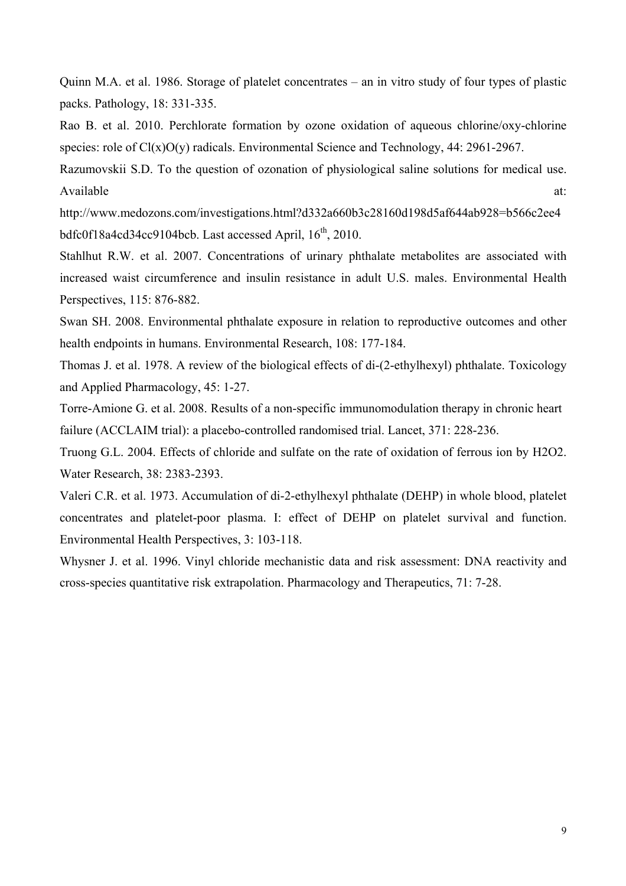Quinn M.A. et al. 1986. Storage of platelet concentrates – an in vitro study of four types of plastic packs. Pathology, 18: 331-335.

Rao B. et al. 2010. Perchlorate formation by ozone oxidation of aqueous chlorine/oxy-chlorine species: role of Cl(x)O(y) radicals. Environmental Science and Technology, 44: 2961-2967.

Razumovskii S.D. To the question of ozonation of physiological saline solutions for medical use. Available at: http://www.medozons.com/investigations.html?d332a660b3c28160d198d5af644ab928=b566c2ee4bdfc0f18a4cd34cc9104bcb. Last accessed April, 16th, 2010.

Stahlhut R.W. et al. 2007. Concentrations of urinary phthalate metabolites are associated with increased waist circumference and insulin resistance in adult U.S. males. Environmental Health Perspectives, 115: 876-882.

Swan SH. 2008. Environmental phthalate exposure in relation to reproductive outcomes and other health endpoints in humans. Environmental Research, 108: 177-184.

Thomas J. et al. 1978. A review of the biological effects of di-(2-ethylhexyl) phthalate. Toxicology and Applied Pharmacology, 45: 1-27.

Torre-Amione G. et al. 2008. Results of a non-specific immunomodulation therapy in chronic heart failure (ACCLAIM trial): a placebo-controlled randomised trial. Lancet, 371: 228-236.

Truong G.L. 2004. Effects of chloride and sulfate on the rate of oxidation of ferrous ion by H2O2. Water Research, 38: 2383-2393.

Valeri C.R. et al. 1973. Accumulation of di-2-ethylhexyl phthalate (DEHP) in whole blood, platelet concentrates and platelet-poor plasma. I: effect of DEHP on platelet survival and function. Environmental Health Perspectives, 3: 103-118.

Whysner J. et al. 1996. Vinyl chloride mechanistic data and risk assessment: DNA reactivity and cross-species quantitative risk extrapolation. Pharmacology and Therapeutics, 71: 7-28.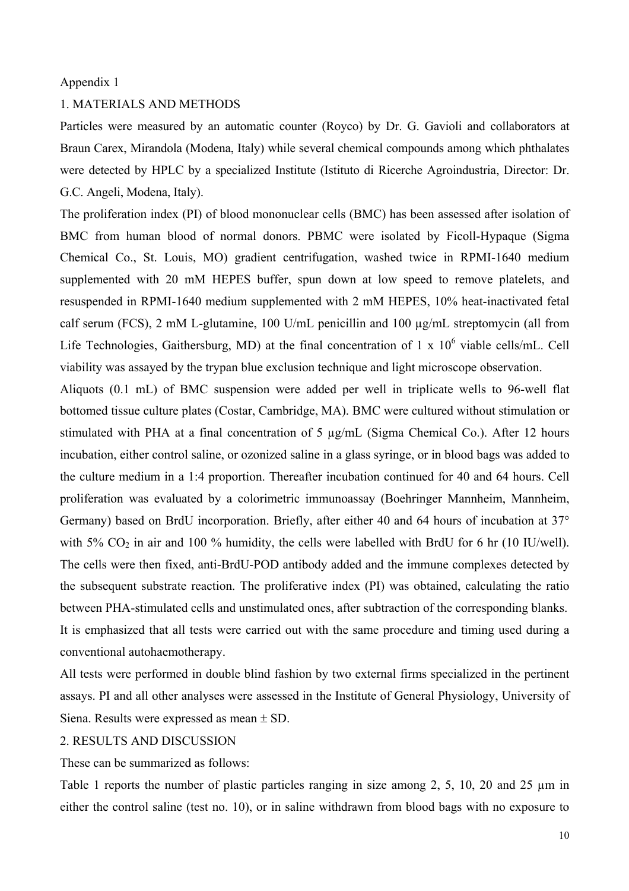Appendix 1

## 1. MATERIALS AND METHODS

Particles were measured by an automatic counter (Royco) by Dr. G. Gavioli and collaborators at Braun Carex, Mirandola (Modena, Italy) while several chemical compounds among which phthalates were detected by HPLC by a specialized Institute (Istituto di Ricerche Agroindustria, Director: Dr. G.C. Angeli, Modena, Italy).

The proliferation index (PI) of blood mononuclear cells (BMC) has been assessed after isolation of BMC from human blood of normal donors. PBMC were isolated by Ficoll-Hypaque (Sigma Chemical Co., St. Louis, MO) gradient centrifugation, washed twice in RPMI-1640 medium supplemented with 20 mM HEPES buffer, spun down at low speed to remove platelets, and resuspended in RPMI-1640 medium supplemented with 2 mM HEPES, 10% heat-inactivated fetal calf serum (FCS), 2 mM L-glutamine, 100 U/mL penicillin and 100 µg/mL streptomycin (all from Life Technologies, Gaithersburg, MD) at the final concentration of 1 x $10^6$ viable cells/mL. Cell viability was assayed by the trypan blue exclusion technique and light microscope observation.

Aliquots (0.1 mL) of BMC suspension were added per well in triplicate wells to 96-well flat bottomed tissue culture plates (Costar, Cambridge, MA). BMC were cultured without stimulation or stimulated with PHA at a final concentration of 5 µg/mL (Sigma Chemical Co.). After 12 hours incubation, either control saline, or ozonized saline in a glass syringe, or in blood bags was added to the culture medium in a 1:4 proportion. Thereafter incubation continued for 40 and 64 hours. Cell proliferation was evaluated by a colorimetric immunoassay (Boehringer Mannheim, Mannheim, Germany) based on BrdU incorporation. Briefly, after either 40 and 64 hours of incubation at 37° with 5% $CO_2$ in air and 100 % humidity, the cells were labelled with BrdU for 6 hr (10 IU/well). The cells were then fixed, anti-BrdU-POD antibody added and the immune complexes detected by the subsequent substrate reaction. The proliferative index (PI) was obtained, calculating the ratio between PHA-stimulated cells and unstimulated ones, after subtraction of the corresponding blanks.

It is emphasized that all tests were carried out with the same procedure and timing used during a conventional autohaemotherapy.

All tests were performed in double blind fashion by two external firms specialized in the pertinent assays. PI and all other analyses were assessed in the Institute of General Physiology, University of Siena. Results were expressed as mean ± SD.

## 2. RESULTS AND DISCUSSION

These can be summarized as follows:

Table 1 reports the number of plastic particles ranging in size among 2, 5, 10, 20 and 25 µm in either the control saline (test no. 10), or in saline withdrawn from blood bags with no exposure to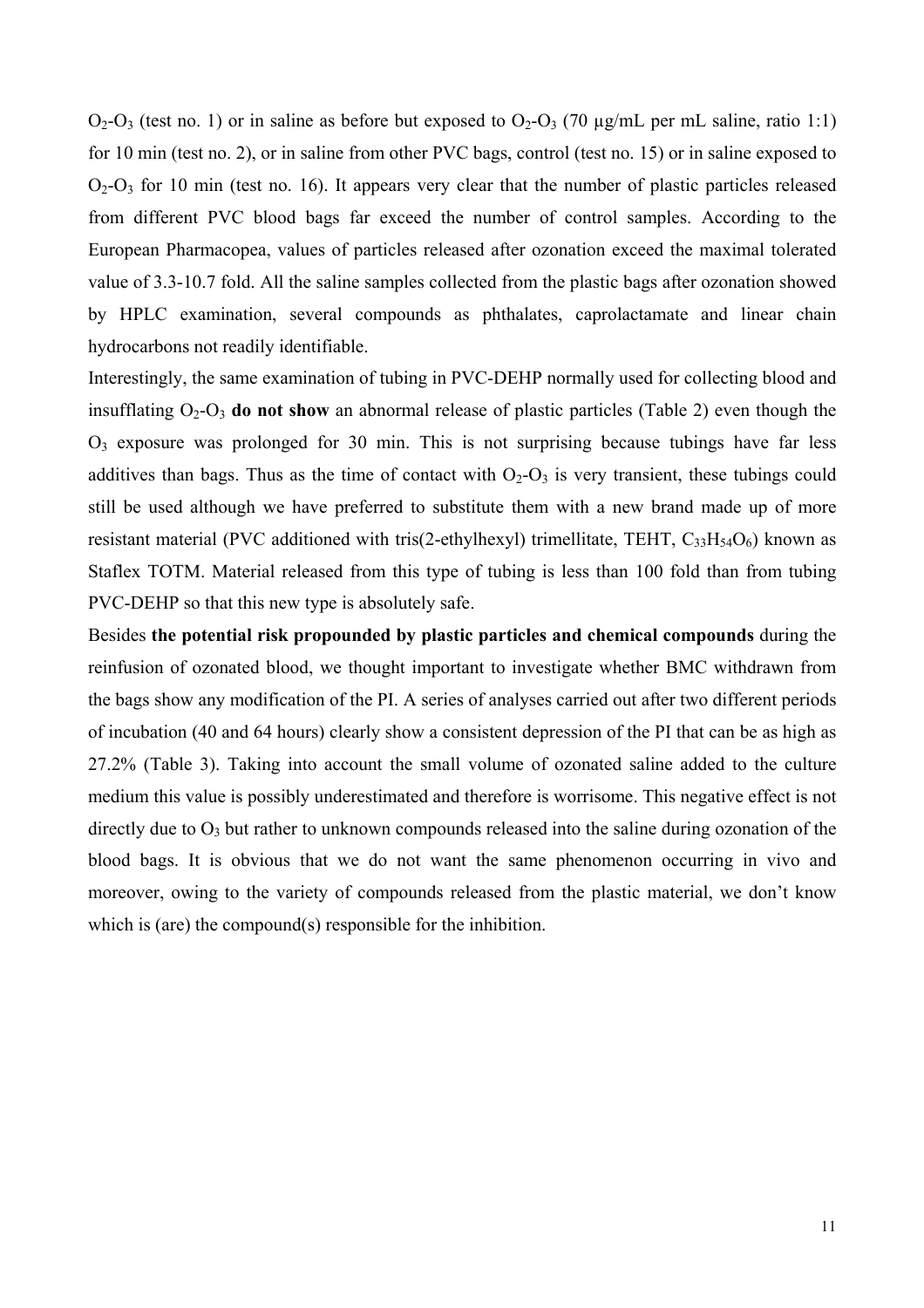$O_2$-$O_3$ (test no. 1) or in saline as before but exposed to $O_2$-$O_3$ (70 µg/mL per mL saline, ratio 1:1) for 10 min (test no. 2), or in saline from other PVC bags, control (test no. 15) or in saline exposed to $O_2$-$O_3$ for 10 min (test no. 16). It appears very clear that the number of plastic particles released from different PVC blood bags far exceed the number of control samples. According to the European Pharmacopea, values of particles released after ozonation exceed the maximal tolerated value of 3.3-10.7 fold. All the saline samples collected from the plastic bags after ozonation showed by HPLC examination, several compounds as phthalates, caprolactamate and linear chain hydrocarbons not readily identifiable.

Interestingly, the same examination of tubing in PVC-DEHP normally used for collecting blood and insufflating $O_2$-$O_3$ **do not show** an abnormal release of plastic particles (Table 2) even though the $O_3$ exposure was prolonged for 30 min. This is not surprising because tubings have far less additives than bags. Thus as the time of contact with $O_2$-$O_3$ is very transient, these tubings could still be used although we have preferred to substitute them with a new brand made up of more resistant material (PVC additioned with tris(2-ethylhexyl) trimellitate, TEHT, $C_{33}H_{54}O_6$) known as Staflex TOTM. Material released from this type of tubing is less than 100 fold than from tubing PVC-DEHP so that this new type is absolutely safe.

Besides **the potential risk propounded by plastic particles and chemical compounds** during the reinfusion of ozonated blood, we thought important to investigate whether BMC withdrawn from the bags show any modification of the PI. A series of analyses carried out after two different periods of incubation (40 and 64 hours) clearly show a consistent depression of the PI that can be as high as 27.2% (Table 3). Taking into account the small volume of ozonated saline added to the culture medium this value is possibly underestimated and therefore is worrisome. This negative effect is not directly due to $O_3$ but rather to unknown compounds released into the saline during ozonation of the blood bags. It is obvious that we do not want the same phenomenon occurring in vivo and moreover, owing to the variety of compounds released from the plastic material, we don't know which is (are) the compound(s) responsible for the inhibition.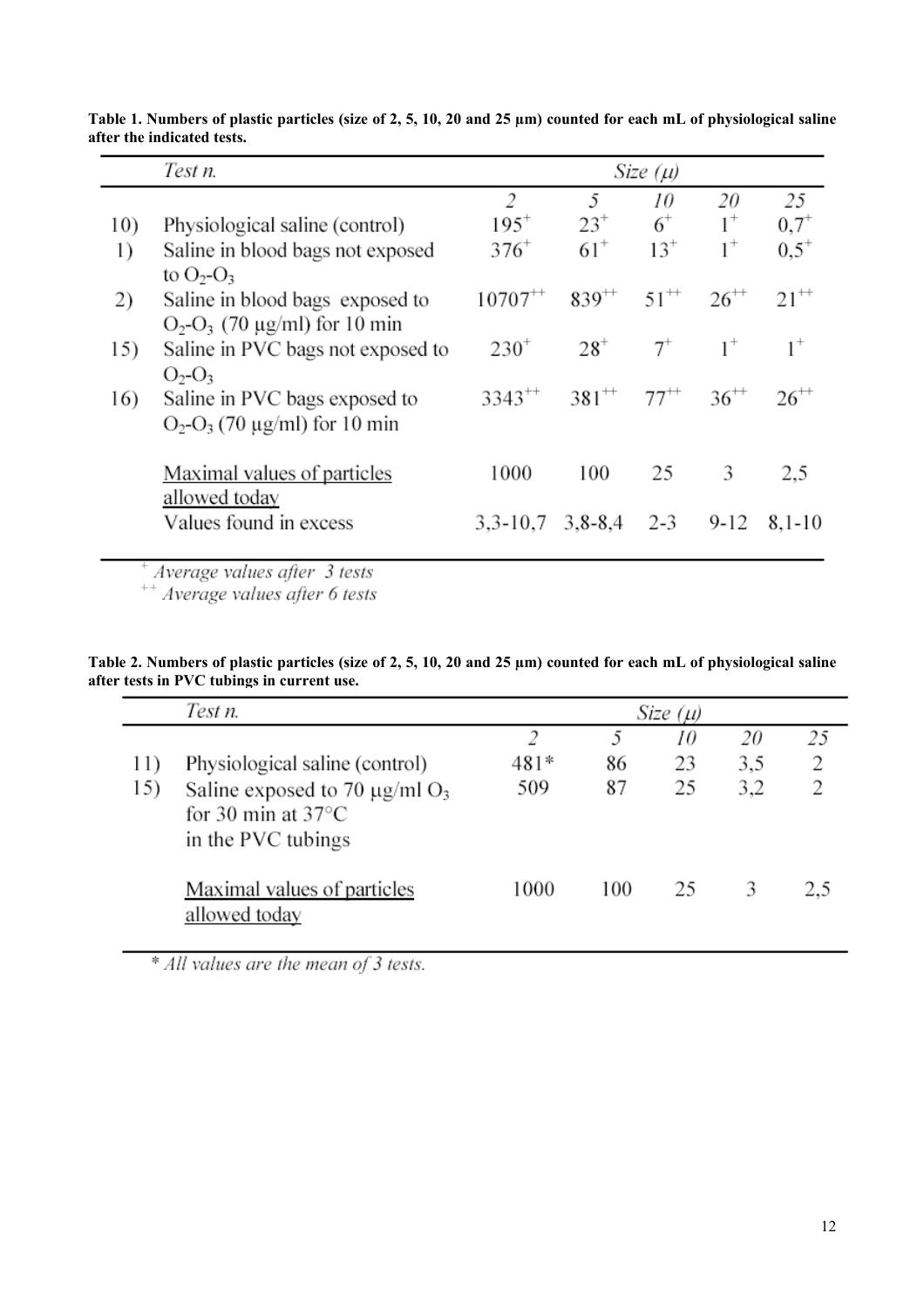**Table 1. Numbers of plastic particles (size of 2, 5, 10, 20 and 25 μm) counted for each mL of physiological saline after the indicated tests.**

| | *Test n.* | *Size (μ)* | | | | |
|---|---|---|---|---|---|---|
| | | *2* | *5* | *10* | *20* | *25* |
| 10) | Physiological saline (control) | 195$^{+}$ | 23$^{+}$ | 6$^{+}$ | 1$^{+}$ | 0,7$^{+}$ |
| 1) | Saline in blood bags not exposed to $O_2$-$O_3$ | 376$^{+}$ | 61$^{+}$ | 13$^{+}$ | 1$^{+}$ | 0,5$^{+}$ |
| 2) | Saline in blood bags exposed to $O_2$-$O_3$ (70 μg/ml) for 10 min | 10707$^{++}$ | 839$^{++}$ | 51$^{++}$ | 26$^{++}$ | 21$^{++}$ |
| 15) | Saline in PVC bags not exposed to $O_2$-$O_3$ | 230$^{+}$ | 28$^{+}$ | 7$^{+}$ | 1$^{+}$ | 1$^{+}$ |
| 16) | Saline in PVC bags exposed to $O_2$-$O_3$ (70 μg/ml) for 10 min | 3343$^{++}$ | 381$^{++}$ | 77$^{++}$ | 36$^{++}$ | 26$^{++}$ |
| | <u>Maximal values of particles allowed today</u> | 1000 | 100 | 25 | 3 | 2,5 |
| | Values found in excess | 3,3-10,7 | 3,8-8,4 | 2-3 | 9-12 | 8,1-10 |

$^{+}$ *Average values after 3 tests*
$^{++}$ *Average values after 6 tests*

**Table 2. Numbers of plastic particles (size of 2, 5, 10, 20 and 25 μm) counted for each mL of physiological saline after tests in PVC tubings in current use.**

| | *Test n.* | *Size (μ)* | | | | |
|---|---|---|---|---|---|---|
| | | *2* | *5* | *10* | *20* | *25* |
| 11) | Physiological saline (control) | 481* | 86 | 23 | 3,5 | 2 |
| 15) | Saline exposed to 70 μg/ml $O_3$ for 30 min at 37°C in the PVC tubings | 509 | 87 | 25 | 3,2 | 2 |
| | <u>Maximal values of particles allowed today</u> | 1000 | 100 | 25 | 3 | 2,5 |

\* *All values are the mean of 3 tests.*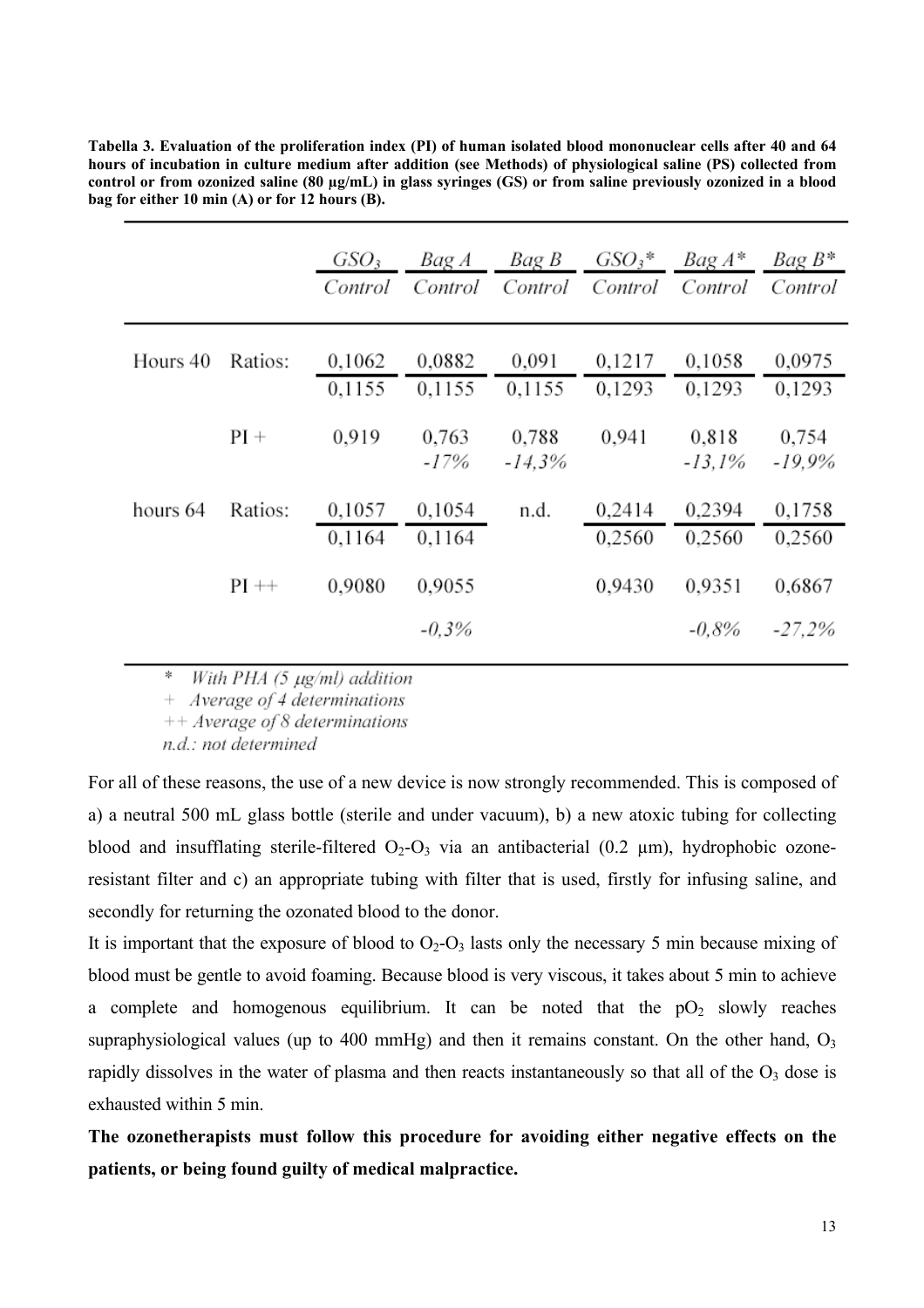**Tabella 3. Evaluation of the proliferation index (PI) of human isolated blood mononuclear cells after 40 and 64 hours of incubation in culture medium after addition (see Methods) of physiological saline (PS) collected from control or from ozonized saline (80 µg/mL) in glass syringes (GS) or from saline previously ozonized in a blood bag for either 10 min (A) or for 12 hours (B).**

| | | $GSO_3$ / Control | Bag A / Control | Bag B / Control | $GSO_3$* / Control | Bag A* / Control | Bag B* / Control |
|---|---|---|---|---|---|---|---|
| Hours 40 | Ratios: | 0,1062 / 0,1155 | 0,0882 / 0,1155 | 0,091 / 0,1155 | 0,1217 / 0,1293 | 0,1058 / 0,1293 | 0,0975 / 0,1293 |
| | PI + | 0,919 | 0,763 *-17%* | 0,788 *-14,3%* | 0,941 | 0,818 *-13,1%* | 0,754 *-19,9%* |
| hours 64 | Ratios: | 0,1057 / 0,1164 | 0,1054 / 0,1164 | n.d. | 0,2414 / 0,2560 | 0,2394 / 0,2560 | 0,1758 / 0,2560 |
| | PI ++ | 0,9080 | 0,9055 *-0,3%* | | 0,9430 | 0,9351 *-0,8%* | 0,6867 *-27,2%* |

\* *With PHA (5 µg/ml) addition*
\+ *Average of 4 determinations*
\++ *Average of 8 determinations*
*n.d.: not determined*

For all of these reasons, the use of a new device is now strongly recommended. This is composed of a) a neutral 500 mL glass bottle (sterile and under vacuum), b) a new atoxic tubing for collecting blood and insufflating sterile-filtered $O_2$-$O_3$ via an antibacterial (0.2 µm), hydrophobic ozone-resistant filter and c) an appropriate tubing with filter that is used, firstly for infusing saline, and secondly for returning the ozonated blood to the donor.

It is important that the exposure of blood to $O_2$-$O_3$ lasts only the necessary 5 min because mixing of blood must be gentle to avoid foaming. Because blood is very viscous, it takes about 5 min to achieve a complete and homogenous equilibrium. It can be noted that the $pO_2$ slowly reaches supraphysiological values (up to 400 mmHg) and then it remains constant. On the other hand, $O_3$ rapidly dissolves in the water of plasma and then reacts instantaneously so that all of the $O_3$ dose is exhausted within 5 min.

**The ozonetherapists must follow this procedure for avoiding either negative effects on the patients, or being found guilty of medical malpractice.**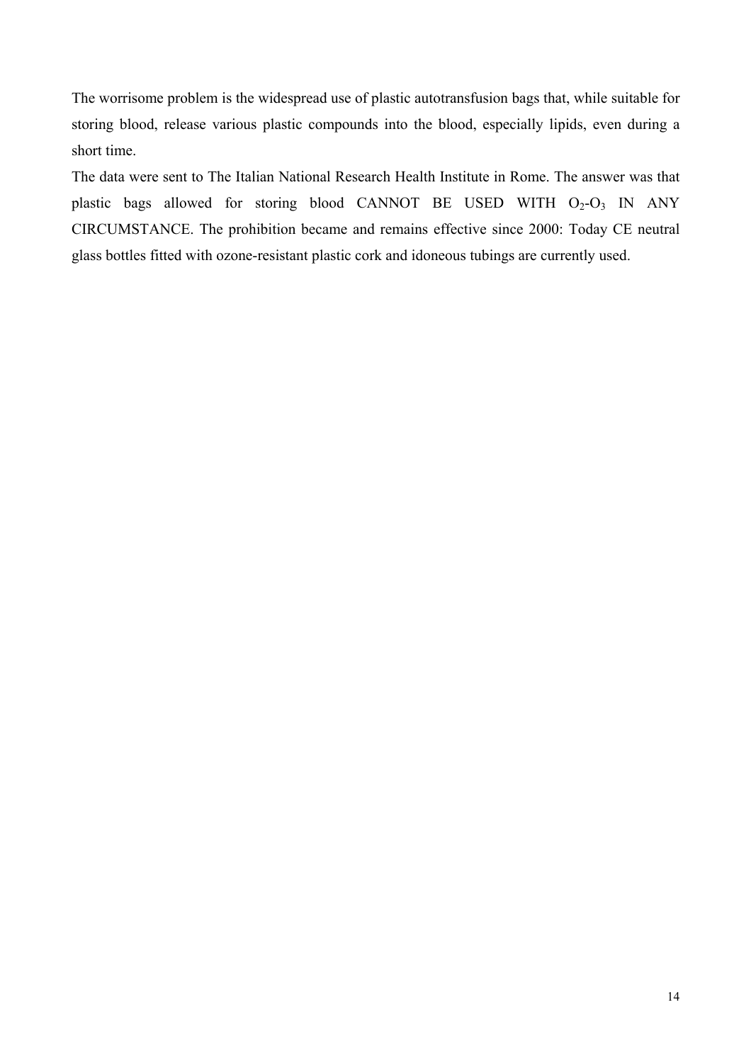The worrisome problem is the widespread use of plastic autotransfusion bags that, while suitable for storing blood, release various plastic compounds into the blood, especially lipids, even during a short time.

The data were sent to The Italian National Research Health Institute in Rome. The answer was that plastic bags allowed for storing blood CANNOT BE USED WITH $O_2$-$O_3$ IN ANY CIRCUMSTANCE. The prohibition became and remains effective since 2000: Today CE neutral glass bottles fitted with ozone-resistant plastic cork and idoneous tubings are currently used.